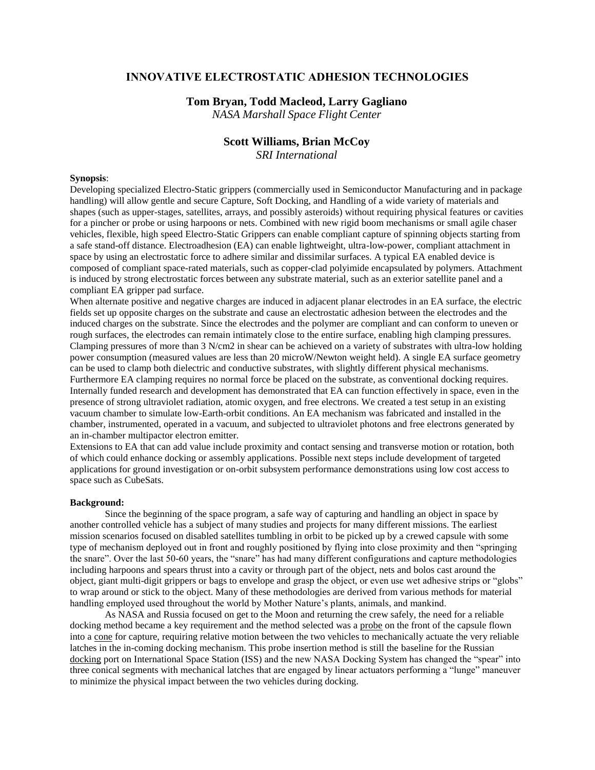# INNOVATIVE ELECTROSTATIC ADHESION TECHNOLOGIES

**Tom Bryan, Todd Macleod, Larry Gagliano**
*NASA Marshall Space Flight Center*

**Scott Williams, Brian McCoy**
*SRI International*

**Synopsis**:

Developing specialized Electro-Static grippers (commercially used in Semiconductor Manufacturing and in package handling) will allow gentle and secure Capture, Soft Docking, and Handling of a wide variety of materials and shapes (such as upper-stages, satellites, arrays, and possibly asteroids) without requiring physical features or cavities for a pincher or probe or using harpoons or nets. Combined with new rigid boom mechanisms or small agile chaser vehicles, flexible, high speed Electro-Static Grippers can enable compliant capture of spinning objects starting from a safe stand-off distance. Electroadhesion (EA) can enable lightweight, ultra-low-power, compliant attachment in space by using an electrostatic force to adhere similar and dissimilar surfaces. A typical EA enabled device is composed of compliant space-rated materials, such as copper-clad polyimide encapsulated by polymers. Attachment is induced by strong electrostatic forces between any substrate material, such as an exterior satellite panel and a compliant EA gripper pad surface.

When alternate positive and negative charges are induced in adjacent planar electrodes in an EA surface, the electric fields set up opposite charges on the substrate and cause an electrostatic adhesion between the electrodes and the induced charges on the substrate. Since the electrodes and the polymer are compliant and can conform to uneven or rough surfaces, the electrodes can remain intimately close to the entire surface, enabling high clamping pressures. Clamping pressures of more than 3 N/cm2 in shear can be achieved on a variety of substrates with ultra-low holding power consumption (measured values are less than 20 microW/Newton weight held). A single EA surface geometry can be used to clamp both dielectric and conductive substrates, with slightly different physical mechanisms. Furthermore EA clamping requires no normal force be placed on the substrate, as conventional docking requires. Internally funded research and development has demonstrated that EA can function effectively in space, even in the presence of strong ultraviolet radiation, atomic oxygen, and free electrons. We created a test setup in an existing vacuum chamber to simulate low-Earth-orbit conditions. An EA mechanism was fabricated and installed in the chamber, instrumented, operated in a vacuum, and subjected to ultraviolet photons and free electrons generated by an in-chamber multipactor electron emitter.

Extensions to EA that can add value include proximity and contact sensing and transverse motion or rotation, both of which could enhance docking or assembly applications. Possible next steps include development of targeted applications for ground investigation or on-orbit subsystem performance demonstrations using low cost access to space such as CubeSats.

**Background:**

Since the beginning of the space program, a safe way of capturing and handling an object in space by another controlled vehicle has a subject of many studies and projects for many different missions. The earliest mission scenarios focused on disabled satellites tumbling in orbit to be picked up by a crewed capsule with some type of mechanism deployed out in front and roughly positioned by flying into close proximity and then "springing the snare". Over the last 50-60 years, the "snare" has had many different configurations and capture methodologies including harpoons and spears thrust into a cavity or through part of the object, nets and bolos cast around the object, giant multi-digit grippers or bags to envelope and grasp the object, or even use wet adhesive strips or "globs" to wrap around or stick to the object. Many of these methodologies are derived from various methods for material handling employed used throughout the world by Mother Nature's plants, animals, and mankind.

As NASA and Russia focused on get to the Moon and returning the crew safely, the need for a reliable docking method became a key requirement and the method selected was a probe on the front of the capsule flown into a cone for capture, requiring relative motion between the two vehicles to mechanically actuate the very reliable latches in the in-coming docking mechanism. This probe insertion method is still the baseline for the Russian docking port on International Space Station (ISS) and the new NASA Docking System has changed the "spear" into three conical segments with mechanical latches that are engaged by linear actuators performing a "lunge" maneuver to minimize the physical impact between the two vehicles during docking.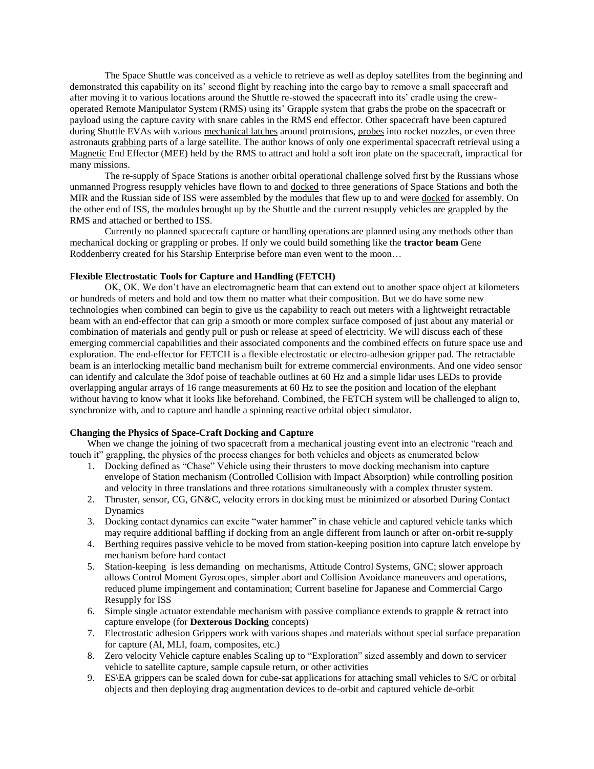The Space Shuttle was conceived as a vehicle to retrieve as well as deploy satellites from the beginning and demonstrated this capability on its' second flight by reaching into the cargo bay to remove a small spacecraft and after moving it to various locations around the Shuttle re-stowed the spacecraft into its' cradle using the crew-operated Remote Manipulator System (RMS) using its' Grapple system that grabs the probe on the spacecraft or payload using the capture cavity with snare cables in the RMS end effector. Other spacecraft have been captured during Shuttle EVAs with various mechanical latches around protrusions, probes into rocket nozzles, or even three astronauts grabbing parts of a large satellite. The author knows of only one experimental spacecraft retrieval using a Magnetic End Effector (MEE) held by the RMS to attract and hold a soft iron plate on the spacecraft, impractical for many missions.

The re-supply of Space Stations is another orbital operational challenge solved first by the Russians whose unmanned Progress resupply vehicles have flown to and docked to three generations of Space Stations and both the MIR and the Russian side of ISS were assembled by the modules that flew up to and were docked for assembly. On the other end of ISS, the modules brought up by the Shuttle and the current resupply vehicles are grappled by the RMS and attached or berthed to ISS.

Currently no planned spacecraft capture or handling operations are planned using any methods other than mechanical docking or grappling or probes. If only we could build something like the **tractor beam** Gene Roddenberry created for his Starship Enterprise before man even went to the moon…

**Flexible Electrostatic Tools for Capture and Handling (FETCH)**

OK, OK. We don't have an electromagnetic beam that can extend out to another space object at kilometers or hundreds of meters and hold and tow them no matter what their composition. But we do have some new technologies when combined can begin to give us the capability to reach out meters with a lightweight retractable beam with an end-effector that can grip a smooth or more complex surface composed of just about any material or combination of materials and gently pull or push or release at speed of electricity. We will discuss each of these emerging commercial capabilities and their associated components and the combined effects on future space use and exploration. The end-effector for FETCH is a flexible electrostatic or electro-adhesion gripper pad. The retractable beam is an interlocking metallic band mechanism built for extreme commercial environments. And one video sensor can identify and calculate the 3dof poise of teachable outlines at 60 Hz and a simple lidar uses LEDs to provide overlapping angular arrays of 16 range measurements at 60 Hz to see the position and location of the elephant without having to know what it looks like beforehand. Combined, the FETCH system will be challenged to align to, synchronize with, and to capture and handle a spinning reactive orbital object simulator.

**Changing the Physics of Space-Craft Docking and Capture**

When we change the joining of two spacecraft from a mechanical jousting event into an electronic "reach and touch it" grappling, the physics of the process changes for both vehicles and objects as enumerated below

1. Docking defined as "Chase" Vehicle using their thrusters to move docking mechanism into capture envelope of Station mechanism (Controlled Collision with Impact Absorption) while controlling position and velocity in three translations and three rotations simultaneously with a complex thruster system.
2. Thruster, sensor, CG, GN&C, velocity errors in docking must be minimized or absorbed During Contact Dynamics
3. Docking contact dynamics can excite "water hammer" in chase vehicle and captured vehicle tanks which may require additional baffling if docking from an angle different from launch or after on-orbit re-supply
4. Berthing requires passive vehicle to be moved from station-keeping position into capture latch envelope by mechanism before hard contact
5. Station-keeping is less demanding on mechanisms, Attitude Control Systems, GNC; slower approach allows Control Moment Gyroscopes, simpler abort and Collision Avoidance maneuvers and operations, reduced plume impingement and contamination; Current baseline for Japanese and Commercial Cargo Resupply for ISS
6. Simple single actuator extendable mechanism with passive compliance extends to grapple & retract into capture envelope (for **Dexterous Docking** concepts)
7. Electrostatic adhesion Grippers work with various shapes and materials without special surface preparation for capture (Al, MLI, foam, composites, etc.)
8. Zero velocity Vehicle capture enables Scaling up to "Exploration" sized assembly and down to servicer vehicle to satellite capture, sample capsule return, or other activities
9. ES\EA grippers can be scaled down for cube-sat applications for attaching small vehicles to S/C or orbital objects and then deploying drag augmentation devices to de-orbit and captured vehicle de-orbit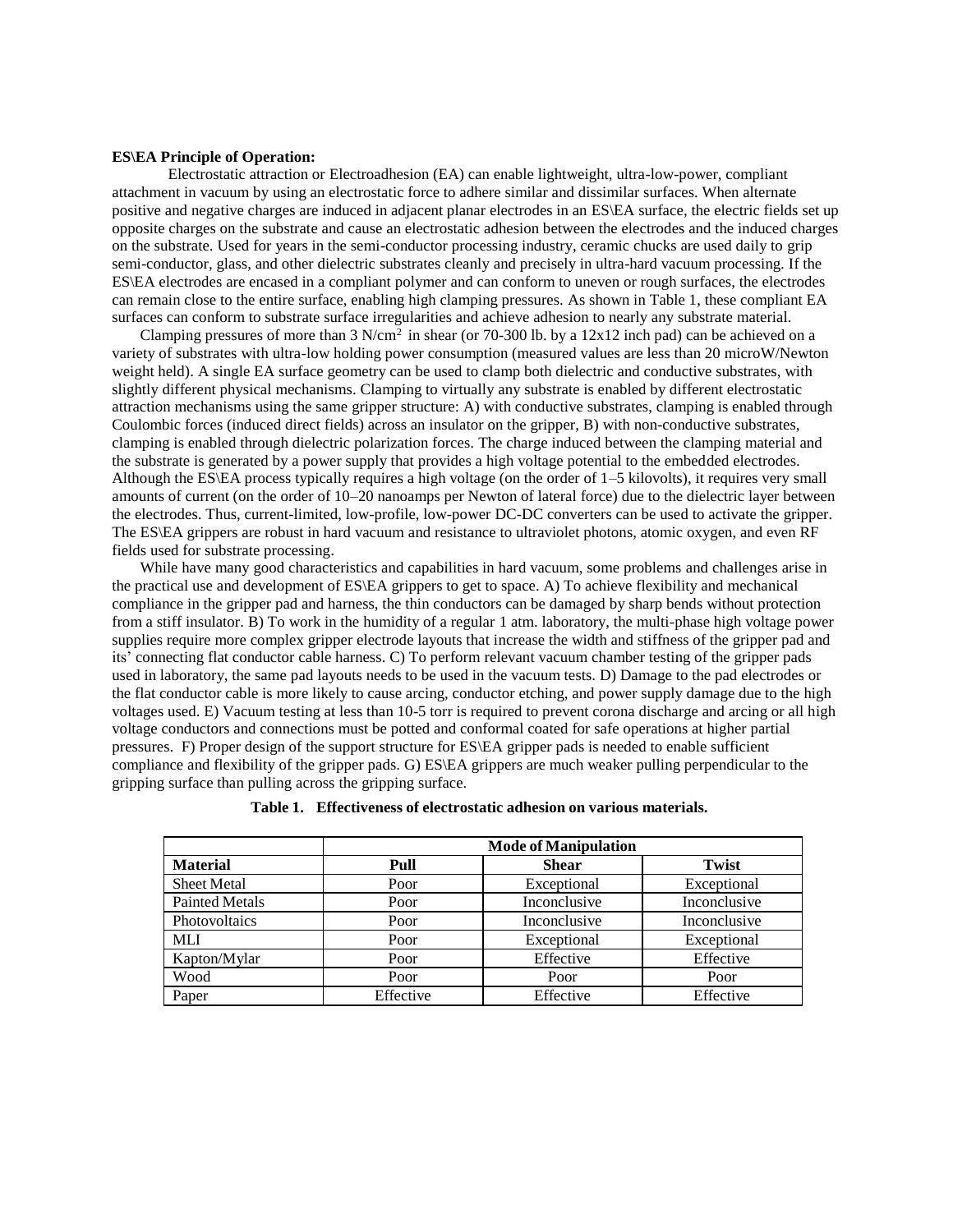**ES\EA Principle of Operation:**

Electrostatic attraction or Electroadhesion (EA) can enable lightweight, ultra-low-power, compliant attachment in vacuum by using an electrostatic force to adhere similar and dissimilar surfaces. When alternate positive and negative charges are induced in adjacent planar electrodes in an ES\EA surface, the electric fields set up opposite charges on the substrate and cause an electrostatic adhesion between the electrodes and the induced charges on the substrate. Used for years in the semi-conductor processing industry, ceramic chucks are used daily to grip semi-conductor, glass, and other dielectric substrates cleanly and precisely in ultra-hard vacuum processing. If the ES\EA electrodes are encased in a compliant polymer and can conform to uneven or rough surfaces, the electrodes can remain close to the entire surface, enabling high clamping pressures. As shown in Table 1, these compliant EA surfaces can conform to substrate surface irregularities and achieve adhesion to nearly any substrate material.

Clamping pressures of more than 3 $N/cm^2$ in shear (or 70-300 lb. by a 12x12 inch pad) can be achieved on a variety of substrates with ultra-low holding power consumption (measured values are less than 20 microW/Newton weight held). A single EA surface geometry can be used to clamp both dielectric and conductive substrates, with slightly different physical mechanisms. Clamping to virtually any substrate is enabled by different electrostatic attraction mechanisms using the same gripper structure: A) with conductive substrates, clamping is enabled through Coulombic forces (induced direct fields) across an insulator on the gripper, B) with non-conductive substrates, clamping is enabled through dielectric polarization forces. The charge induced between the clamping material and the substrate is generated by a power supply that provides a high voltage potential to the embedded electrodes. Although the ES\EA process typically requires a high voltage (on the order of 1–5 kilovolts), it requires very small amounts of current (on the order of 10–20 nanoamps per Newton of lateral force) due to the dielectric layer between the electrodes. Thus, current-limited, low-profile, low-power DC-DC converters can be used to activate the gripper. The ES\EA grippers are robust in hard vacuum and resistance to ultraviolet photons, atomic oxygen, and even RF fields used for substrate processing.

While have many good characteristics and capabilities in hard vacuum, some problems and challenges arise in the practical use and development of ES\EA grippers to get to space. A) To achieve flexibility and mechanical compliance in the gripper pad and harness, the thin conductors can be damaged by sharp bends without protection from a stiff insulator. B) To work in the humidity of a regular 1 atm. laboratory, the multi-phase high voltage power supplies require more complex gripper electrode layouts that increase the width and stiffness of the gripper pad and its' connecting flat conductor cable harness. C) To perform relevant vacuum chamber testing of the gripper pads used in laboratory, the same pad layouts needs to be used in the vacuum tests. D) Damage to the pad electrodes or the flat conductor cable is more likely to cause arcing, conductor etching, and power supply damage due to the high voltages used. E) Vacuum testing at less than 10-5 torr is required to prevent corona discharge and arcing or all high voltage conductors and connections must be potted and conformal coated for safe operations at higher partial pressures. F) Proper design of the support structure for ES\EA gripper pads is needed to enable sufficient compliance and flexibility of the gripper pads. G) ES\EA grippers are much weaker pulling perpendicular to the gripping surface than pulling across the gripping surface.

**Table 1. Effectiveness of electrostatic adhesion on various materials.**

| | Mode of Manipulation | | |
|---|---|---|---|
| **Material** | **Pull** | **Shear** | **Twist** |
| Sheet Metal | Poor | Exceptional | Exceptional |
| Painted Metals | Poor | Inconclusive | Inconclusive |
| Photovoltaics | Poor | Inconclusive | Inconclusive |
| MLI | Poor | Exceptional | Exceptional |
| Kapton/Mylar | Poor | Effective | Effective |
| Wood | Poor | Poor | Poor |
| Paper | Effective | Effective | Effective |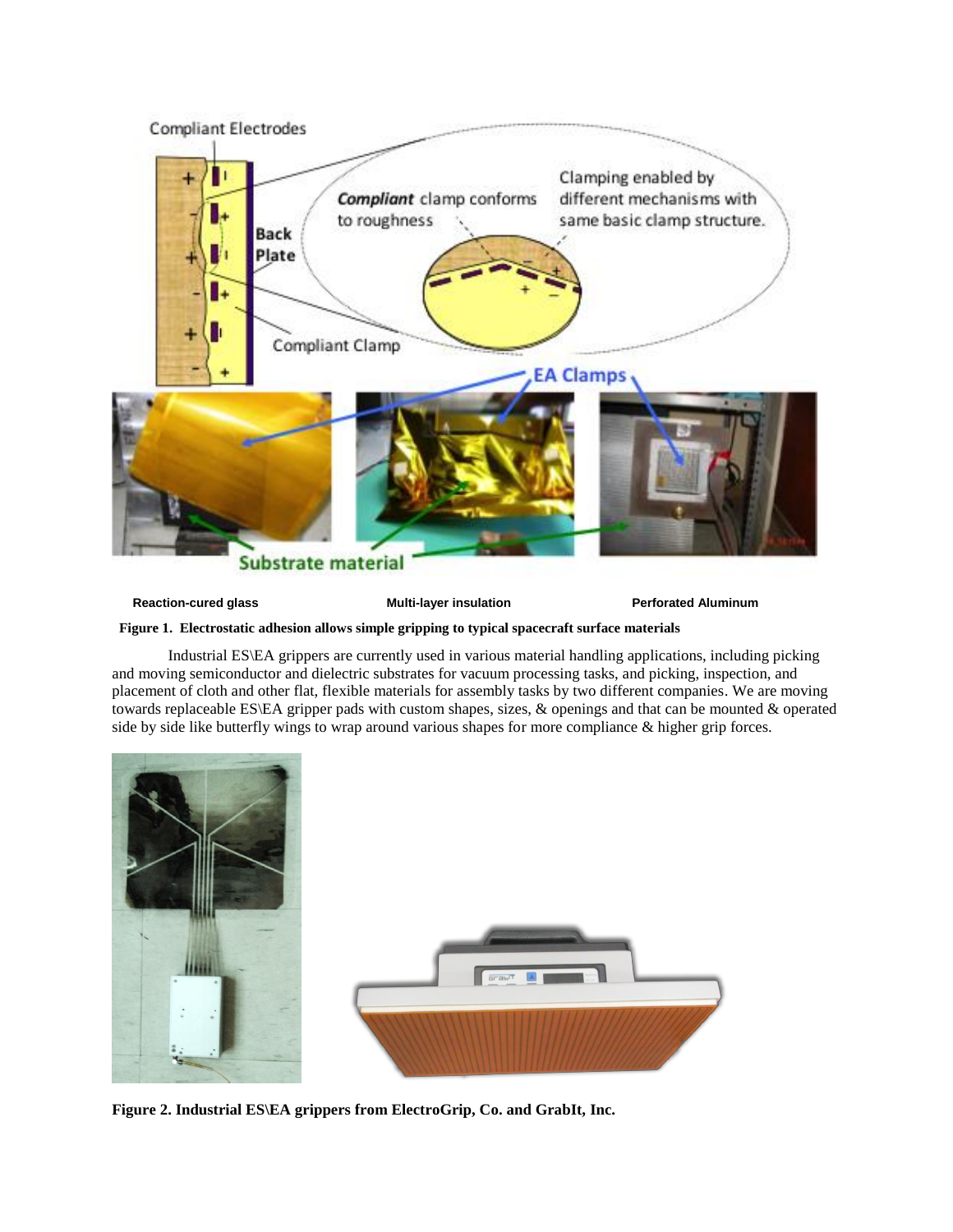Reaction-cured glass | Multi-layer insulation | Perfored Aluminum

**Figure 1. Electrostatic adhesion allows simple gripping to typical spacecraft surface materials**

Industrial ES\EA grippers are currently used in various material handling applications, including picking and moving semiconductor and dielectric substrates for vacuum processing tasks, and picking, inspection, and placement of cloth and other flat, flexible materials for assembly tasks by two different companies. We are moving towards replaceable ES\EA gripper pads with custom shapes, sizes, & openings and that can be mounted & operated side by side like butterfly wings to wrap around various shapes for more compliance & higher grip forces.

**Figure 2. Industrial ES\EA grippers from ElectroGrip, Co. and GrabIt, Inc.**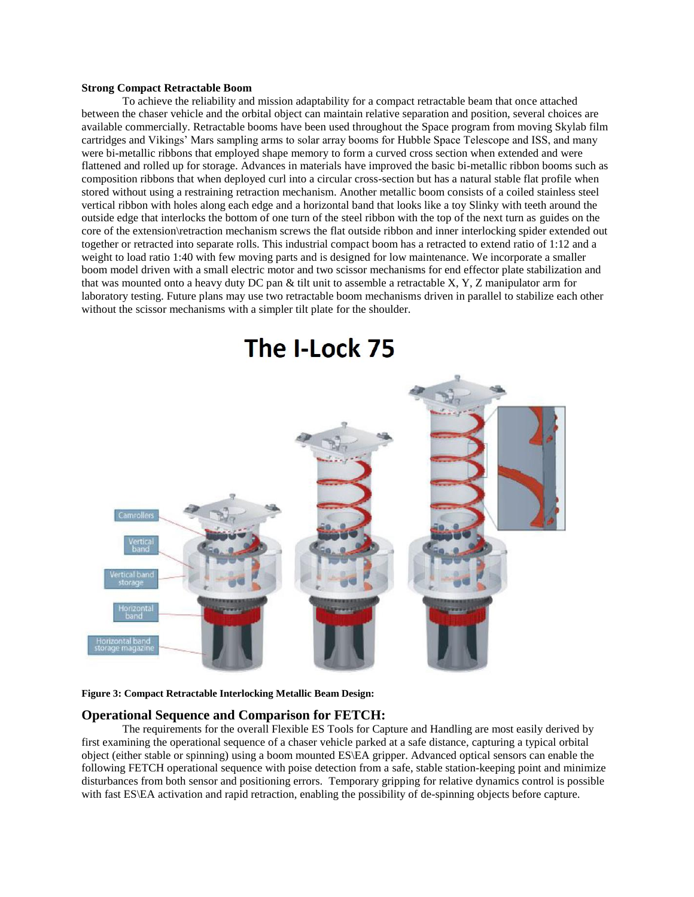**Strong Compact Retractable Boom**

To achieve the reliability and mission adaptability for a compact retractable beam that once attached between the chaser vehicle and the orbital object can maintain relative separation and position, several choices are available commercially. Retractable booms have been used throughout the Space program from moving Skylab film cartridges and Vikings' Mars sampling arms to solar array booms for Hubble Space Telescope and ISS, and many were bi-metallic ribbons that employed shape memory to form a curved cross section when extended and were flattened and rolled up for storage. Advances in materials have improved the basic bi-metallic ribbon booms such as composition ribbons that when deployed curl into a circular cross-section but has a natural stable flat profile when stored without using a restraining retraction mechanism. Another metallic boom consists of a coiled stainless steel vertical ribbon with holes along each edge and a horizontal band that looks like a toy Slinky with teeth around the outside edge that interlocks the bottom of one turn of the steel ribbon with the top of the next turn as guides on the core of the extension\retraction mechanism screws the flat outside ribbon and inner interlocking spider extended out together or retracted into separate rolls. This industrial compact boom has a retracted to extend ratio of 1:12 and a weight to load ratio 1:40 with few moving parts and is designed for low maintenance. We incorporate a smaller boom model driven with a small electric motor and two scissor mechanisms for end effector plate stabilization and that was mounted onto a heavy duty DC pan & tilt unit to assemble a retractable X, Y, Z manipulator arm for laboratory testing. Future plans may use two retractable boom mechanisms driven in parallel to stabilize each other without the scissor mechanisms with a simpler tilt plate for the shoulder.

**Figure 3: Compact Retractable Interlocking Metallic Beam Design:**

## Operational Sequence and Comparison for FETCH:

The requirements for the overall Flexible ES Tools for Capture and Handling are most easily derived by first examining the operational sequence of a chaser vehicle parked at a safe distance, capturing a typical orbital object (either stable or spinning) using a boom mounted ES\EA gripper. Advanced optical sensors can enable the following FETCH operational sequence with poise detection from a safe, stable station-keeping point and minimize disturbances from both sensor and positioning errors. Temporary gripping for relative dynamics control is possible with fast ES\EA activation and rapid retraction, enabling the possibility of de-spinning objects before capture.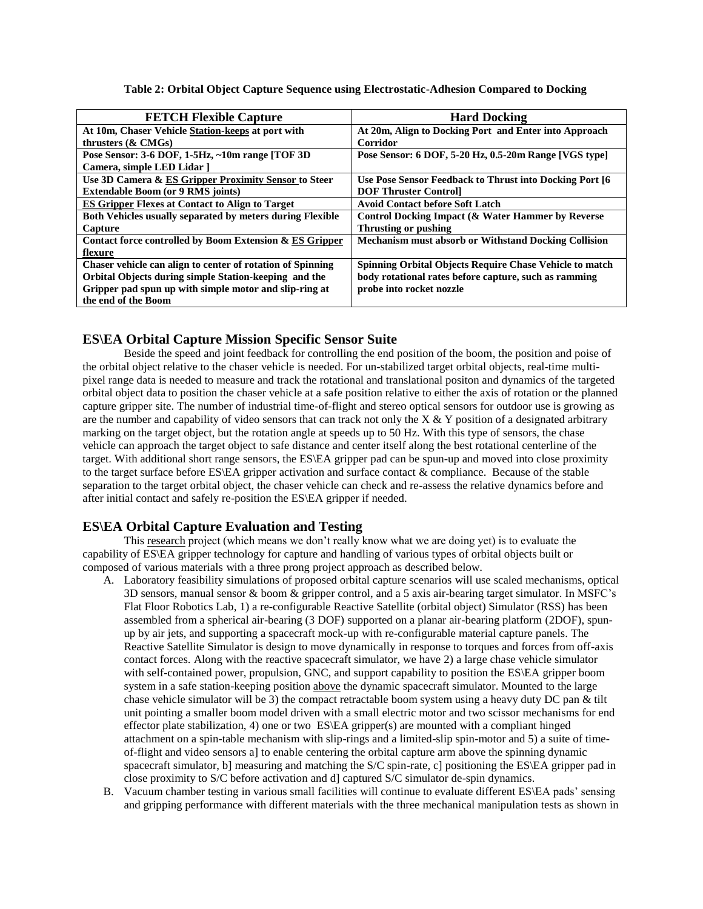**Table 2: Orbital Object Capture Sequence using Electrostatic-Adhesion Compared to Docking**

| FETCH Flexible Capture | Hard Docking |
|---|---|
| **At 10m, Chaser Vehicle <u>Station-keeps</u> at port with thrusters (& CMGs)** | **At 20m, Align to Docking Port and Enter into Approach Corridor** |
| **Pose Sensor: 3-6 DOF, 1-5Hz, ~10m range [TOF 3D Camera, simple LED Lidar ]** | **Pose Sensor: 6 DOF, 5-20 Hz, 0.5-20m Range [VGS type]** |
| **Use 3D Camera & <u>ES Gripper Proximity Sensor</u> to Steer Extendable Boom (or 9 RMS joints)** | **Use Pose Sensor Feedback to Thrust into Docking Port [6 DOF Thruster Control]** |
| **<u>ES Gripper</u> Flexes at Contact to Align to Target** | **Avoid Contact before Soft Latch** |
| **Both Vehicles usually separated by meters during Flexible Capture** | **Control Docking Impact (& Water Hammer by Reverse Thrusting or pushing** |
| **Contact force controlled by Boom Extension & <u>ES Gripper flexure</u>** | **Mechanism must absorb or Withstand Docking Collision** |
| **Chaser vehicle can align to center of rotation of Spinning Orbital Objects during simple Station-keeping and the Gripper pad spun up with simple motor and slip-ring at the end of the Boom** | **Spinning Orbital Objects Require Chase Vehicle to match body rotational rates before capture, such as ramming probe into rocket nozzle** |

## ES\EA Orbital Capture Mission Specific Sensor Suite

Beside the speed and joint feedback for controlling the end position of the boom, the position and poise of the orbital object relative to the chaser vehicle is needed. For un-stabilized target orbital objects, real-time multi-pixel range data is needed to measure and track the rotational and translational positon and dynamics of the targeted orbital object data to position the chaser vehicle at a safe position relative to either the axis of rotation or the planned capture gripper site. The number of industrial time-of-flight and stereo optical sensors for outdoor use is growing as are the number and capability of video sensors that can track not only the X & Y position of a designated arbitrary marking on the target object, but the rotation angle at speeds up to 50 Hz. With this type of sensors, the chase vehicle can approach the target object to safe distance and center itself along the best rotational centerline of the target. With additional short range sensors, the ES\EA gripper pad can be spun-up and moved into close proximity to the target surface before ES\EA gripper activation and surface contact & compliance. Because of the stable separation to the target orbital object, the chaser vehicle can check and re-assess the relative dynamics before and after initial contact and safely re-position the ES\EA gripper if needed.

## ES\EA Orbital Capture Evaluation and Testing

This <u>research</u> project (which means we don't really know what we are doing yet) is to evaluate the capability of ES\EA gripper technology for capture and handling of various types of orbital objects built or composed of various materials with a three prong project approach as described below.

A. Laboratory feasibility simulations of proposed orbital capture scenarios will use scaled mechanisms, optical 3D sensors, manual sensor & boom & gripper control, and a 5 axis air-bearing target simulator. In MSFC's Flat Floor Robotics Lab, 1) a re-configurable Reactive Satellite (orbital object) Simulator (RSS) has been assembled from a spherical air-bearing (3 DOF) supported on a planar air-bearing platform (2DOF), spun-up by air jets, and supporting a spacecraft mock-up with re-configurable material capture panels. The Reactive Satellite Simulator is design to move dynamically in response to torques and forces from off-axis contact forces. Along with the reactive spacecraft simulator, we have 2) a large chase vehicle simulator with self-contained power, propulsion, GNC, and support capability to position the ES\EA gripper boom system in a safe station-keeping position <u>above</u> the dynamic spacecraft simulator. Mounted to the large chase vehicle simulator will be 3) the compact retractable boom system using a heavy duty DC pan & tilt unit pointing a smaller boom model driven with a small electric motor and two scissor mechanisms for end effector plate stabilization, 4) one or two ES\EA gripper(s) are mounted with a compliant hinged attachment on a spin-table mechanism with slip-rings and a limited-slip spin-motor and 5) a suite of time-of-flight and video sensors a] to enable centering the orbital capture arm above the spinning dynamic spacecraft simulator, b] measuring and matching the S/C spin-rate, c] positioning the ES\EA gripper pad in close proximity to S/C before activation and d] captured S/C simulator de-spin dynamics.
B. Vacuum chamber testing in various small facilities will continue to evaluate different ES\EA pads' sensing and gripping performance with different materials with the three mechanical manipulation tests as shown in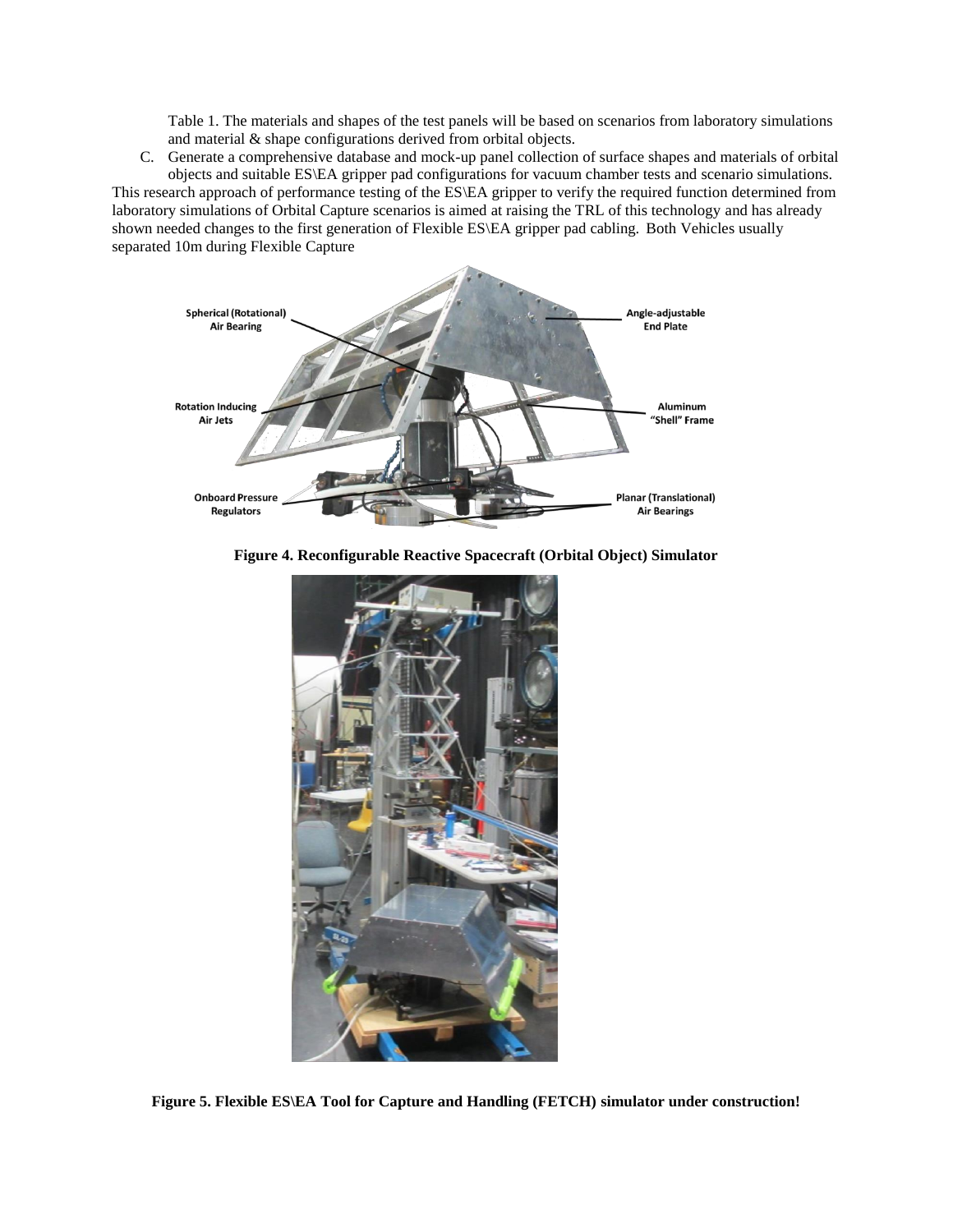Table 1. The materials and shapes of the test panels will be based on scenarios from laboratory simulations and material & shape configurations derived from orbital objects.

C. Generate a comprehensive database and mock-up panel collection of surface shapes and materials of orbital objects and suitable ES\EA gripper pad configurations for vacuum chamber tests and scenario simulations.

This research approach of performance testing of the ES\EA gripper to verify the required function determined from laboratory simulations of Orbital Capture scenarios is aimed at raising the TRL of this technology and has already shown needed changes to the first generation of Flexible ES\EA gripper pad cabling. Both Vehicles usually separated 10m during Flexible Capture

**Figure 4. Reconfigurable Reactive Spacecraft (Orbital Object) Simulator**

**Figure 5. Flexible ES\EA Tool for Capture and Handling (FETCH) simulator under construction!**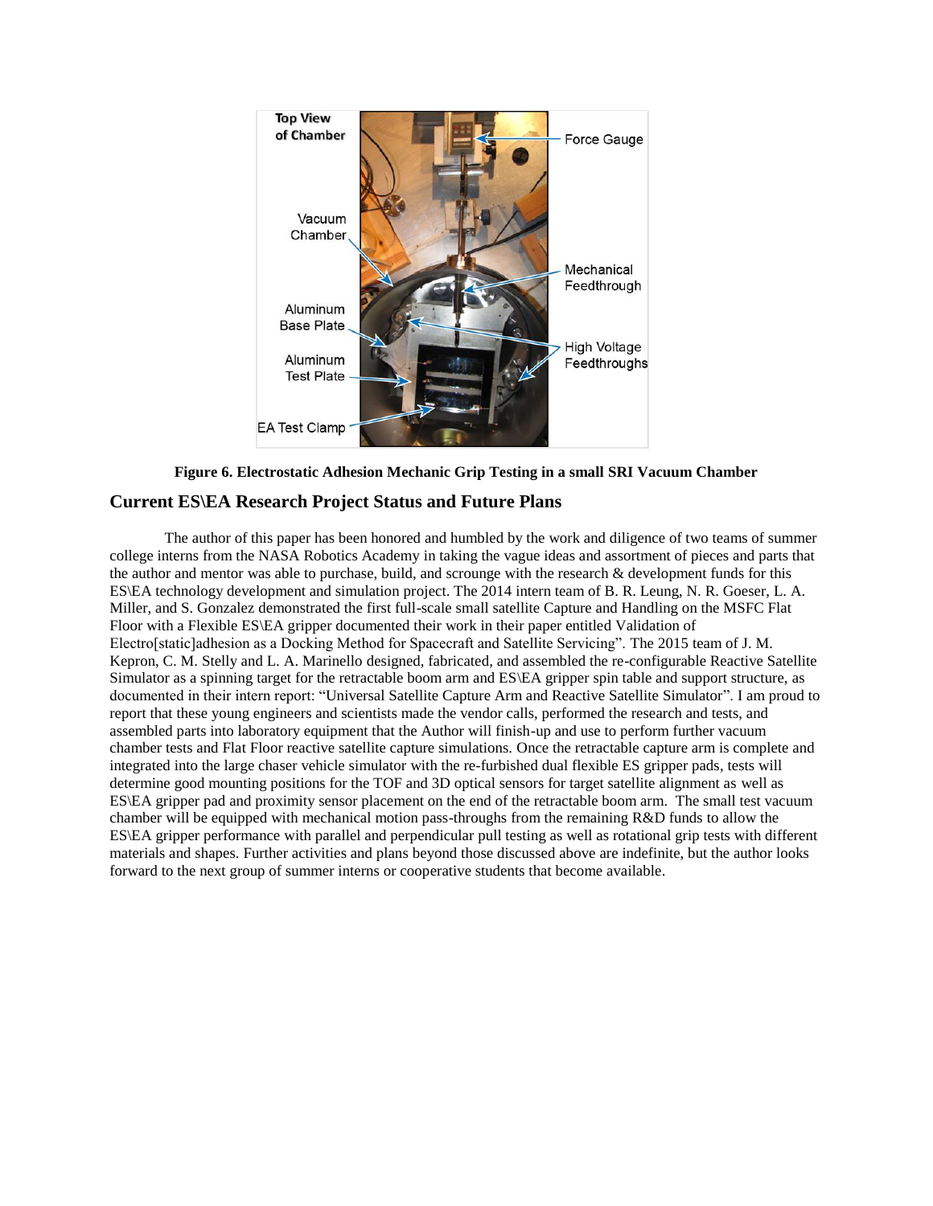Top View of Chamber

Force Gauge

Vacuum Chamber

Mechanical Feedthrough

Aluminum Base Plate

High Voltage Feedthroughs

Aluminum Test Plate

EA Test Clamp

**Figure 6. Electrostatic Adhesion Mechanic Grip Testing in a small SRI Vacuum Chamber**

## Current ES\EA Research Project Status and Future Plans

The author of this paper has been honored and humbled by the work and diligence of two teams of summer college interns from the NASA Robotics Academy in taking the vague ideas and assortment of pieces and parts that the author and mentor was able to purchase, build, and scrounge with the research & development funds for this ES\EA technology development and simulation project. The 2014 intern team of B. R. Leung, N. R. Goeser, L. A. Miller, and S. Gonzalez demonstrated the first full-scale small satellite Capture and Handling on the MSFC Flat Floor with a Flexible ES\EA gripper documented their work in their paper entitled Validation of Electro[static]adhesion as a Docking Method for Spacecraft and Satellite Servicing". The 2015 team of J. M. Kepron, C. M. Stelly and L. A. Marinello designed, fabricated, and assembled the re-configurable Reactive Satellite Simulator as a spinning target for the retractable boom arm and ES\EA gripper spin table and support structure, as documented in their intern report: "Universal Satellite Capture Arm and Reactive Satellite Simulator". I am proud to report that these young engineers and scientists made the vendor calls, performed the research and tests, and assembled parts into laboratory equipment that the Author will finish-up and use to perform further vacuum chamber tests and Flat Floor reactive satellite capture simulations. Once the retractable capture arm is complete and integrated into the large chaser vehicle simulator with the re-furbished dual flexible ES gripper pads, tests will determine good mounting positions for the TOF and 3D optical sensors for target satellite alignment as well as ES\EA gripper pad and proximity sensor placement on the end of the retractable boom arm. The small test vacuum chamber will be equipped with mechanical motion pass-throughs from the remaining R&D funds to allow the ES\EA gripper performance with parallel and perpendicular pull testing as well as rotational grip tests with different materials and shapes. Further activities and plans beyond those discussed above are indefinite, but the author looks forward to the next group of summer interns or cooperative students that become available.